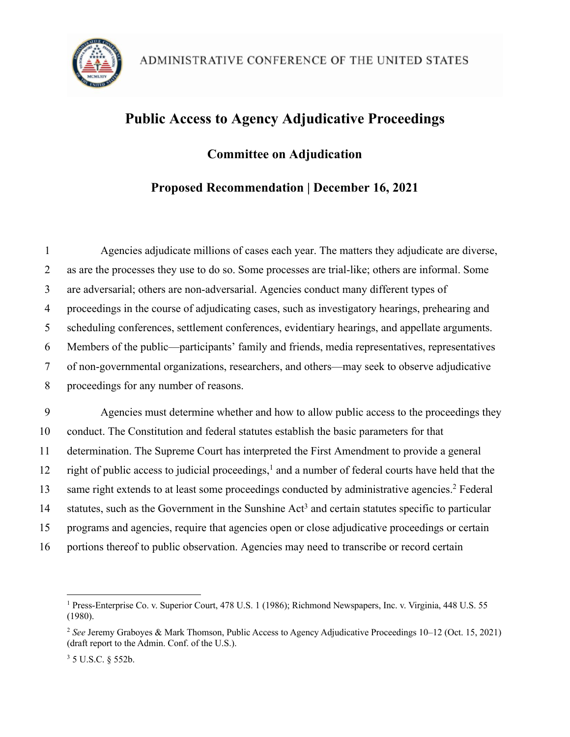ADMINISTRATIVE CONFERENCE OF THE UNITED STATES

# Public Access to Agency Adjudicative Proceedings

## Committee on Adjudication

## Proposed Recommendation | December 16, 2021

Agencies adjudicate millions of cases each year. The matters they adjudicate are diverse, as are the processes they use to do so. Some processes are trial-like; others are informal. Some are adversarial; others are non-adversarial. Agencies conduct many different types of proceedings in the course of adjudicating cases, such as investigatory hearings, prehearing and scheduling conferences, settlement conferences, evidentiary hearings, and appellate arguments. Members of the public—participants' family and friends, media representatives, representatives of non-governmental organizations, researchers, and others—may seek to observe adjudicative proceedings for any number of reasons.

Agencies must determine whether and how to allow public access to the proceedings they conduct. The Constitution and federal statutes establish the basic parameters for that determination. The Supreme Court has interpreted the First Amendment to provide a general right of public access to judicial proceedings,[1] and a number of federal courts have held that the same right extends to at least some proceedings conducted by administrative agencies.[2] Federal statutes, such as the Government in the Sunshine Act[3] and certain statutes specific to particular programs and agencies, require that agencies open or close adjudicative proceedings or certain portions thereof to public observation. Agencies may need to transcribe or record certain

---

[1] Press-Enterprise Co. v. Superior Court, 478 U.S. 1 (1986); Richmond Newspapers, Inc. v. Virginia, 448 U.S. 55 (1980).

[2] *See* Jeremy Graboyes & Mark Thomson, Public Access to Agency Adjudicative Proceedings 10–12 (Oct. 15, 2021) (draft report to the Admin. Conf. of the U.S.).

[3] 5 U.S.C. § 552b.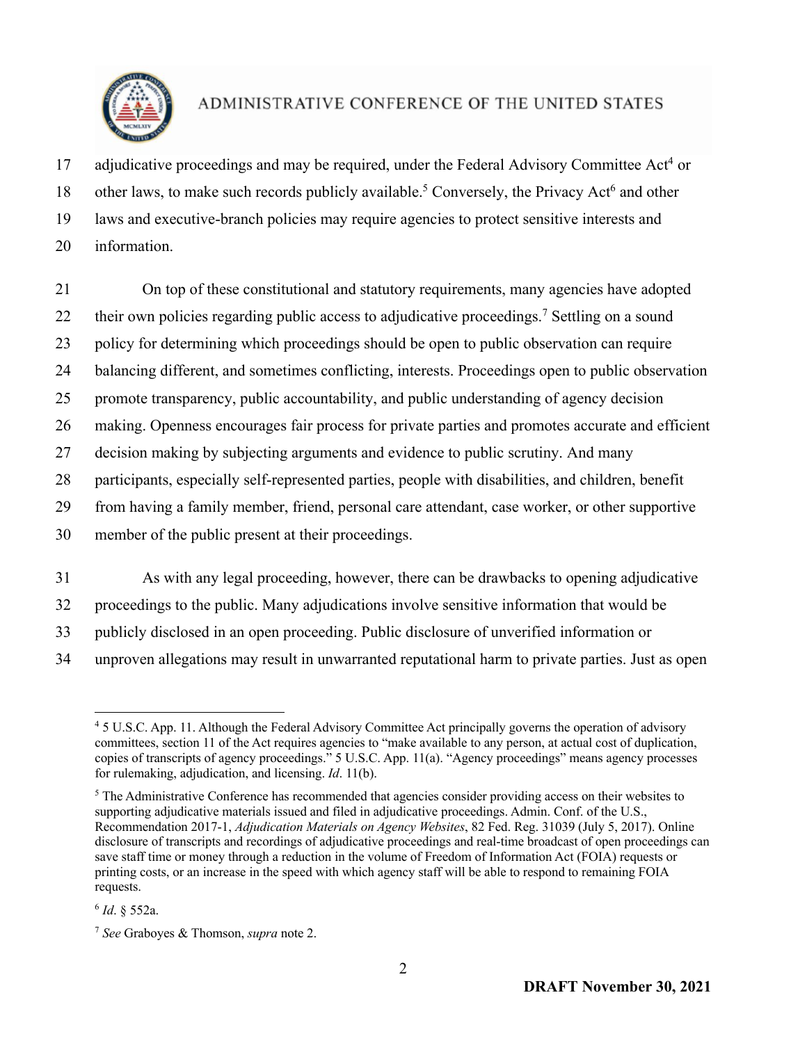adjudicative proceedings and may be required, under the Federal Advisory Committee Act[4] or other laws, to make such records publicly available.[5] Conversely, the Privacy Act[6] and other laws and executive-branch policies may require agencies to protect sensitive interests and information.

On top of these constitutional and statutory requirements, many agencies have adopted their own policies regarding public access to adjudicative proceedings.[7] Settling on a sound policy for determining which proceedings should be open to public observation can require balancing different, and sometimes conflicting, interests. Proceedings open to public observation promote transparency, public accountability, and public understanding of agency decision making. Openness encourages fair process for private parties and promotes accurate and efficient decision making by subjecting arguments and evidence to public scrutiny. And many participants, especially self-represented parties, people with disabilities, and children, benefit from having a family member, friend, personal care attendant, case worker, or other supportive member of the public present at their proceedings.

As with any legal proceeding, however, there can be drawbacks to opening adjudicative proceedings to the public. Many adjudications involve sensitive information that would be publicly disclosed in an open proceeding. Public disclosure of unverified information or unproven allegations may result in unwarranted reputational harm to private parties. Just as open

---

[4] 5 U.S.C. App. 11. Although the Federal Advisory Committee Act principally governs the operation of advisory committees, section 11 of the Act requires agencies to "make available to any person, at actual cost of duplication, copies of transcripts of agency proceedings." 5 U.S.C. App. 11(a). "Agency proceedings" means agency processes for rulemaking, adjudication, and licensing. *Id*. 11(b).

[5] The Administrative Conference has recommended that agencies consider providing access on their websites to supporting adjudicative materials issued and filed in adjudicative proceedings. Admin. Conf. of the U.S., Recommendation 2017-1, *Adjudication Materials on Agency Websites*, 82 Fed. Reg. 31039 (July 5, 2017). Online disclosure of transcripts and recordings of adjudicative proceedings and real-time broadcast of open proceedings can save staff time or money through a reduction in the volume of Freedom of Information Act (FOIA) requests or printing costs, or an increase in the speed with which agency staff will be able to respond to remaining FOIA requests.

[6] *Id*. § 552a.

[7] *See* Graboyes & Thomson, *supra* note 2.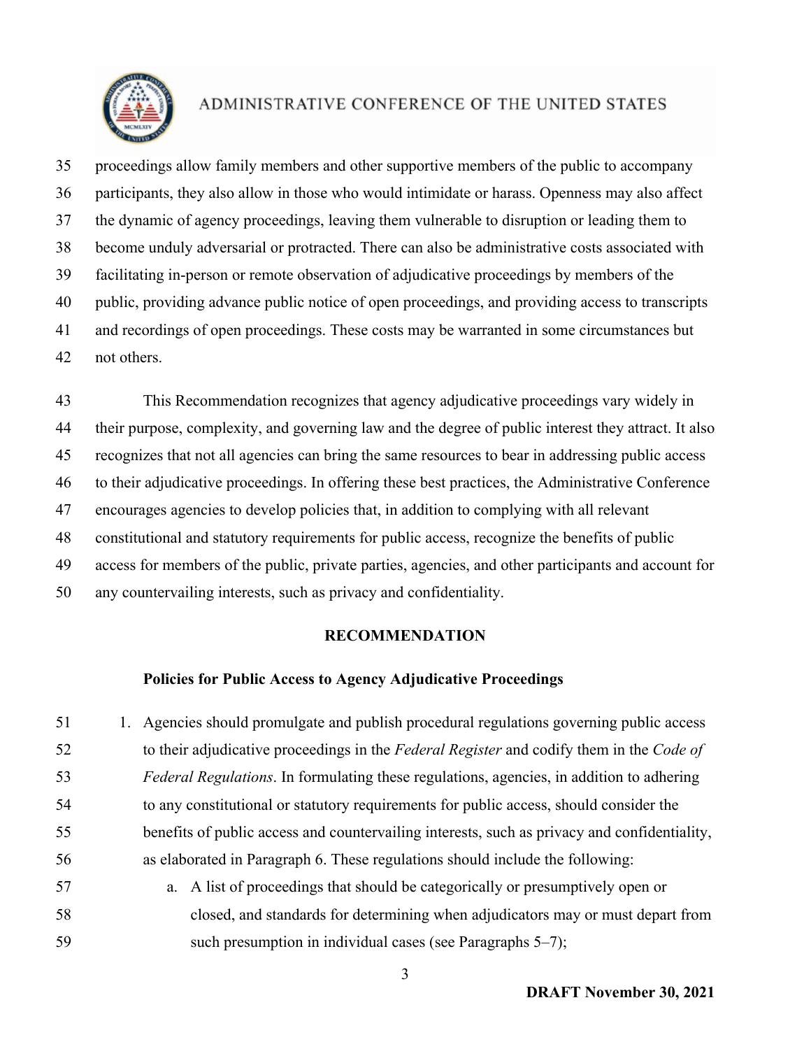proceedings allow family members and other supportive members of the public to accompany participants, they also allow in those who would intimidate or harass. Openness may also affect the dynamic of agency proceedings, leaving them vulnerable to disruption or leading them to become unduly adversarial or protracted. There can also be administrative costs associated with facilitating in-person or remote observation of adjudicative proceedings by members of the public, providing advance public notice of open proceedings, and providing access to transcripts and recordings of open proceedings. These costs may be warranted in some circumstances but not others.

This Recommendation recognizes that agency adjudicative proceedings vary widely in their purpose, complexity, and governing law and the degree of public interest they attract. It also recognizes that not all agencies can bring the same resources to bear in addressing public access to their adjudicative proceedings. In offering these best practices, the Administrative Conference encourages agencies to develop policies that, in addition to complying with all relevant constitutional and statutory requirements for public access, recognize the benefits of public access for members of the public, private parties, agencies, and other participants and account for any countervailing interests, such as privacy and confidentiality.

## RECOMMENDATION

### Policies for Public Access to Agency Adjudicative Proceedings

1. Agencies should promulgate and publish procedural regulations governing public access to their adjudicative proceedings in the *Federal Register* and codify them in the *Code of Federal Regulations*. In formulating these regulations, agencies, in addition to adhering to any constitutional or statutory requirements for public access, should consider the benefits of public access and countervailing interests, such as privacy and confidentiality, as elaborated in Paragraph 6. These regulations should include the following:
    a. A list of proceedings that should be categorically or presumptively open or closed, and standards for determining when adjudicators may or must depart from such presumption in individual cases (see Paragraphs 5–7);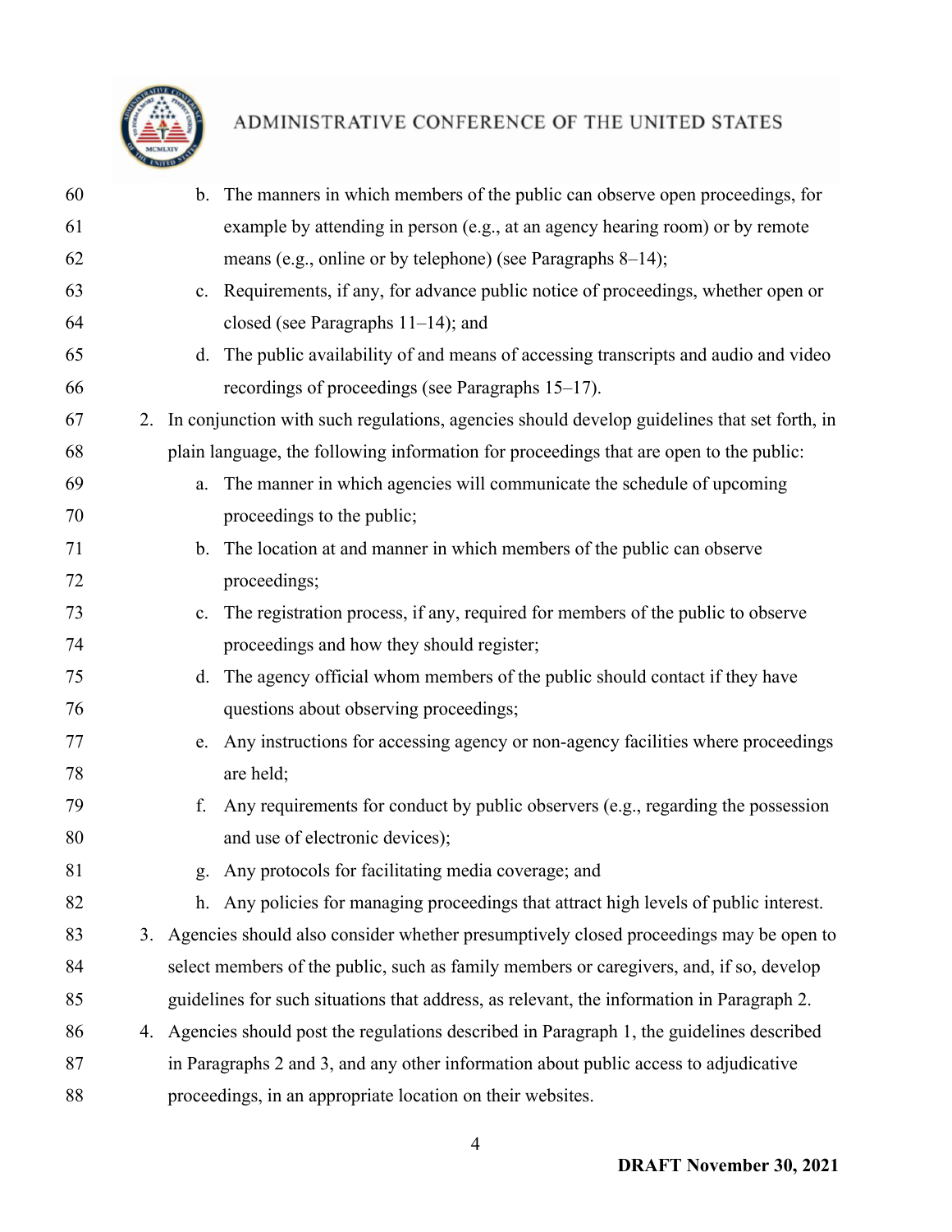b. The manners in which members of the public can observe open proceedings, for example by attending in person (e.g., at an agency hearing room) or by remote means (e.g., online or by telephone) (see Paragraphs 8–14);

c. Requirements, if any, for advance public notice of proceedings, whether open or closed (see Paragraphs 11–14); and

d. The public availability of and means of accessing transcripts and audio and video recordings of proceedings (see Paragraphs 15–17).

2. In conjunction with such regulations, agencies should develop guidelines that set forth, in plain language, the following information for proceedings that are open to the public:

   a. The manner in which agencies will communicate the schedule of upcoming proceedings to the public;

   b. The location at and manner in which members of the public can observe proceedings;

   c. The registration process, if any, required for members of the public to observe proceedings and how they should register;

   d. The agency official whom members of the public should contact if they have questions about observing proceedings;

   e. Any instructions for accessing agency or non-agency facilities where proceedings are held;

   f. Any requirements for conduct by public observers (e.g., regarding the possession and use of electronic devices);

   g. Any protocols for facilitating media coverage; and

   h. Any policies for managing proceedings that attract high levels of public interest.

3. Agencies should also consider whether presumptively closed proceedings may be open to select members of the public, such as family members or caregivers, and, if so, develop guidelines for such situations that address, as relevant, the information in Paragraph 2.

4. Agencies should post the regulations described in Paragraph 1, the guidelines described in Paragraphs 2 and 3, and any other information about public access to adjudicative proceedings, in an appropriate location on their websites.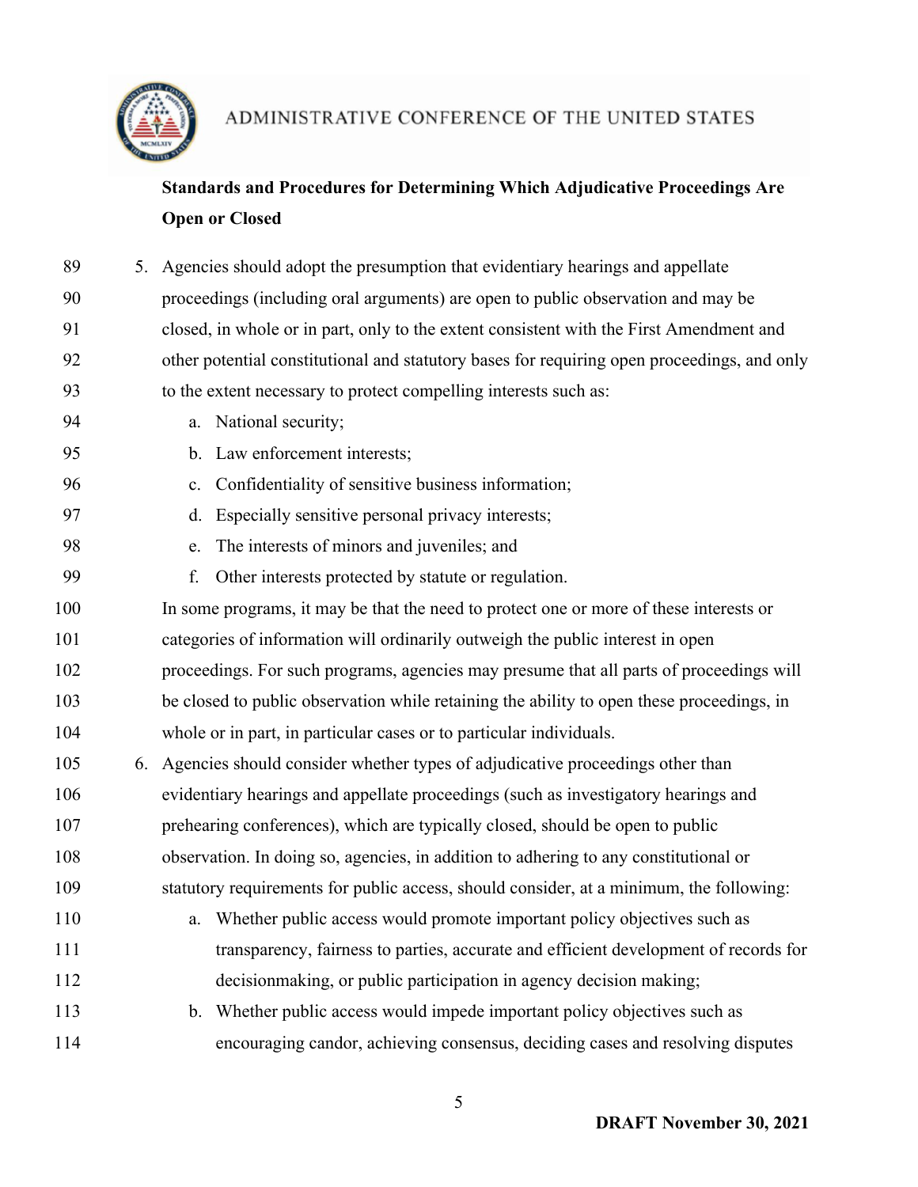5. Agencies should adopt the presumption that evidentiary hearings and appellate proceedings (including oral arguments) are open to public observation and may be closed, in whole or in part, only to the extent consistent with the First Amendment and other potential constitutional and statutory bases for requiring open proceedings, and only to the extent necessary to protect compelling interests such as:
   a. National security;
   b. Law enforcement interests;
   c. Confidentiality of sensitive business information;
   d. Especially sensitive personal privacy interests;
   e. The interests of minors and juveniles; and
   f. Other interests protected by statute or regulation.

   In some programs, it may be that the need to protect one or more of these interests or categories of information will ordinarily outweigh the public interest in open proceedings. For such programs, agencies may presume that all parts of proceedings will be closed to public observation while retaining the ability to open these proceedings, in whole or in part, in particular cases or to particular individuals.

6. Agencies should consider whether types of adjudicative proceedings other than evidentiary hearings and appellate proceedings (such as investigatory hearings and prehearing conferences), which are typically closed, should be open to public observation. In doing so, agencies, in addition to adhering to any constitutional or statutory requirements for public access, should consider, at a minimum, the following:
   a. Whether public access would promote important policy objectives such as transparency, fairness to parties, accurate and efficient development of records for decisionmaking, or public participation in agency decision making;
   b. Whether public access would impede important policy objectives such as encouraging candor, achieving consensus, deciding cases and resolving disputes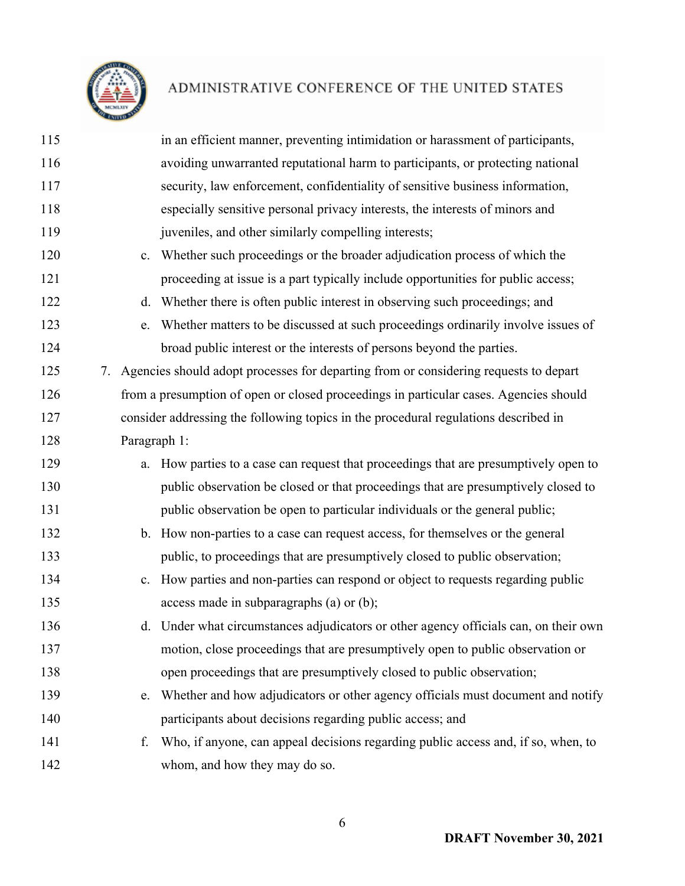in an efficient manner, preventing intimidation or harassment of participants, avoiding unwarranted reputational harm to participants, or protecting national security, law enforcement, confidentiality of sensitive business information, especially sensitive personal privacy interests, the interests of minors and juveniles, and other similarly compelling interests;

   c. Whether such proceedings or the broader adjudication process of which the proceeding at issue is a part typically include opportunities for public access;

   d. Whether there is often public interest in observing such proceedings; and

   e. Whether matters to be discussed at such proceedings ordinarily involve issues of broad public interest or the interests of persons beyond the parties.

7. Agencies should adopt processes for departing from or considering requests to depart from a presumption of open or closed proceedings in particular cases. Agencies should consider addressing the following topics in the procedural regulations described in Paragraph 1:

   a. How parties to a case can request that proceedings that are presumptively open to public observation be closed or that proceedings that are presumptively closed to public observation be open to particular individuals or the general public;

   b. How non-parties to a case can request access, for themselves or the general public, to proceedings that are presumptively closed to public observation;

   c. How parties and non-parties can respond or object to requests regarding public access made in subparagraphs (a) or (b);

   d. Under what circumstances adjudicators or other agency officials can, on their own motion, close proceedings that are presumptively open to public observation or open proceedings that are presumptively closed to public observation;

   e. Whether and how adjudicators or other agency officials must document and notify participants about decisions regarding public access; and

   f. Who, if anyone, can appeal decisions regarding public access and, if so, when, to whom, and how they may do so.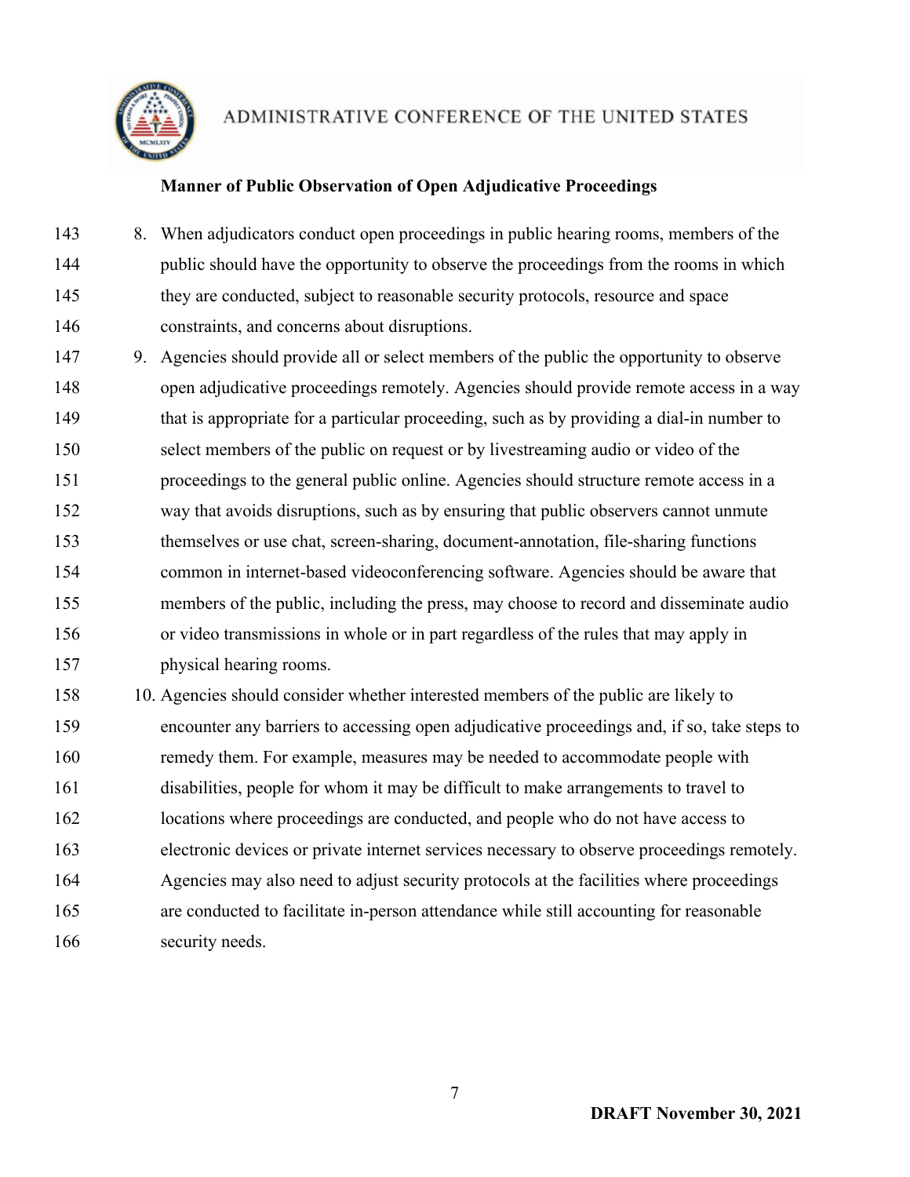**Manner of Public Observation of Open Adjudicative Proceedings**

8. When adjudicators conduct open proceedings in public hearing rooms, members of the public should have the opportunity to observe the proceedings from the rooms in which they are conducted, subject to reasonable security protocols, resource and space constraints, and concerns about disruptions.

9. Agencies should provide all or select members of the public the opportunity to observe open adjudicative proceedings remotely. Agencies should provide remote access in a way that is appropriate for a particular proceeding, such as by providing a dial-in number to select members of the public on request or by livestreaming audio or video of the proceedings to the general public online. Agencies should structure remote access in a way that avoids disruptions, such as by ensuring that public observers cannot unmute themselves or use chat, screen-sharing, document-annotation, file-sharing functions common in internet-based videoconferencing software. Agencies should be aware that members of the public, including the press, may choose to record and disseminate audio or video transmissions in whole or in part regardless of the rules that may apply in physical hearing rooms.

10. Agencies should consider whether interested members of the public are likely to encounter any barriers to accessing open adjudicative proceedings and, if so, take steps to remedy them. For example, measures may be needed to accommodate people with disabilities, people for whom it may be difficult to make arrangements to travel to locations where proceedings are conducted, and people who do not have access to electronic devices or private internet services necessary to observe proceedings remotely. Agencies may also need to adjust security protocols at the facilities where proceedings are conducted to facilitate in-person attendance while still accounting for reasonable security needs.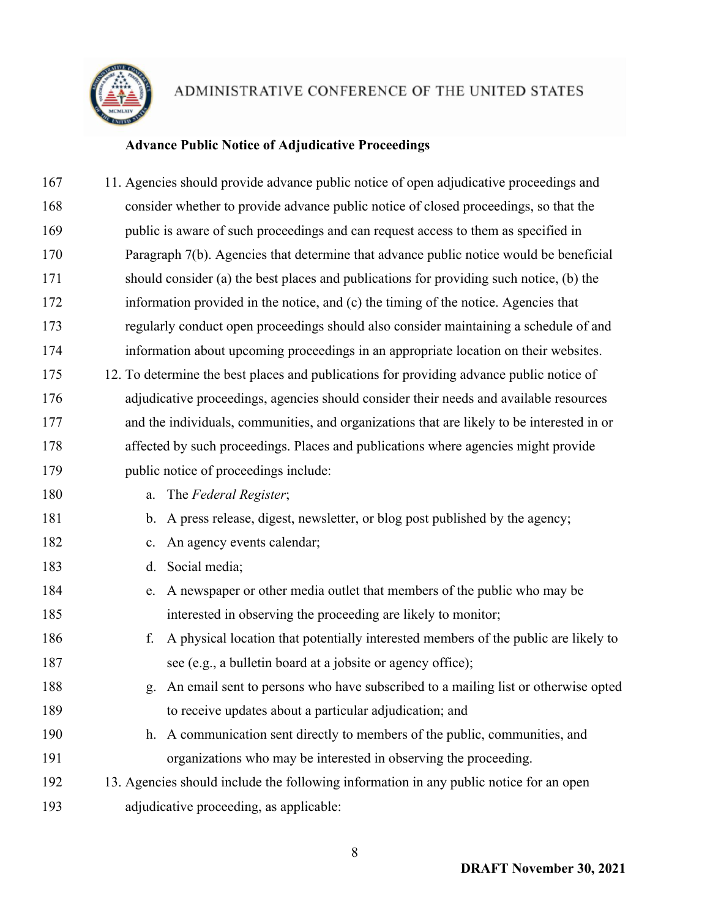**Advance Public Notice of Adjudicative Proceedings**

11. Agencies should provide advance public notice of open adjudicative proceedings and consider whether to provide advance public notice of closed proceedings, so that the public is aware of such proceedings and can request access to them as specified in Paragraph 7(b). Agencies that determine that advance public notice would be beneficial should consider (a) the best places and publications for providing such notice, (b) the information provided in the notice, and (c) the timing of the notice. Agencies that regularly conduct open proceedings should also consider maintaining a schedule of and information about upcoming proceedings in an appropriate location on their websites.
12. To determine the best places and publications for providing advance public notice of adjudicative proceedings, agencies should consider their needs and available resources and the individuals, communities, and organizations that are likely to be interested in or affected by such proceedings. Places and publications where agencies might provide public notice of proceedings include:
    a. The *Federal Register*;
    b. A press release, digest, newsletter, or blog post published by the agency;
    c. An agency events calendar;
    d. Social media;
    e. A newspaper or other media outlet that members of the public who may be interested in observing the proceeding are likely to monitor;
    f. A physical location that potentially interested members of the public are likely to see (e.g., a bulletin board at a jobsite or agency office);
    g. An email sent to persons who have subscribed to a mailing list or otherwise opted to receive updates about a particular adjudication; and
    h. A communication sent directly to members of the public, communities, and organizations who may be interested in observing the proceeding.
13. Agencies should include the following information in any public notice for an open adjudicative proceeding, as applicable: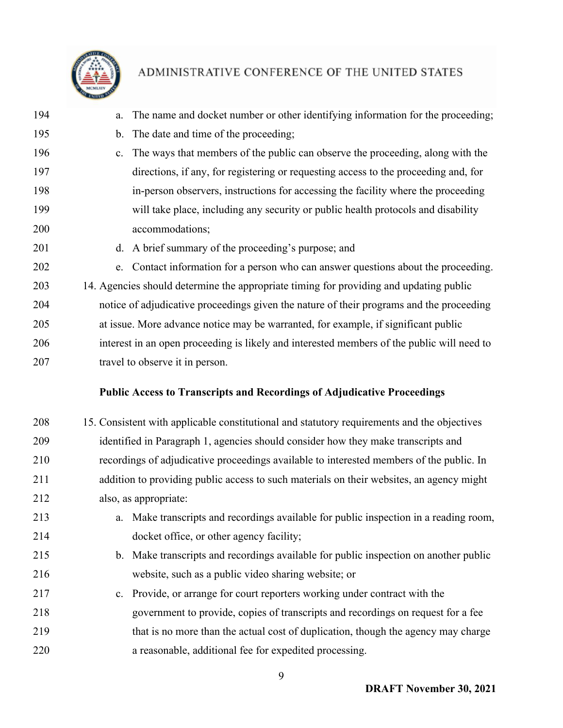a. The name and docket number or other identifying information for the proceeding;
   b. The date and time of the proceeding;
   c. The ways that members of the public can observe the proceeding, along with the directions, if any, for registering or requesting access to the proceeding and, for in-person observers, instructions for accessing the facility where the proceeding will take place, including any security or public health protocols and disability accommodations;
   d. A brief summary of the proceeding's purpose; and
   e. Contact information for a person who can answer questions about the proceeding.

14. Agencies should determine the appropriate timing for providing and updating public notice of adjudicative proceedings given the nature of their programs and the proceeding at issue. More advance notice may be warranted, for example, if significant public interest in an open proceeding is likely and interested members of the public will need to travel to observe it in person.

**Public Access to Transcripts and Recordings of Adjudicative Proceedings**

15. Consistent with applicable constitutional and statutory requirements and the objectives identified in Paragraph 1, agencies should consider how they make transcripts and recordings of adjudicative proceedings available to interested members of the public. In addition to providing public access to such materials on their websites, an agency might also, as appropriate:
   a. Make transcripts and recordings available for public inspection in a reading room, docket office, or other agency facility;
   b. Make transcripts and recordings available for public inspection on another public website, such as a public video sharing website; or
   c. Provide, or arrange for court reporters working under contract with the government to provide, copies of transcripts and recordings on request for a fee that is no more than the actual cost of duplication, though the agency may charge a reasonable, additional fee for expedited processing.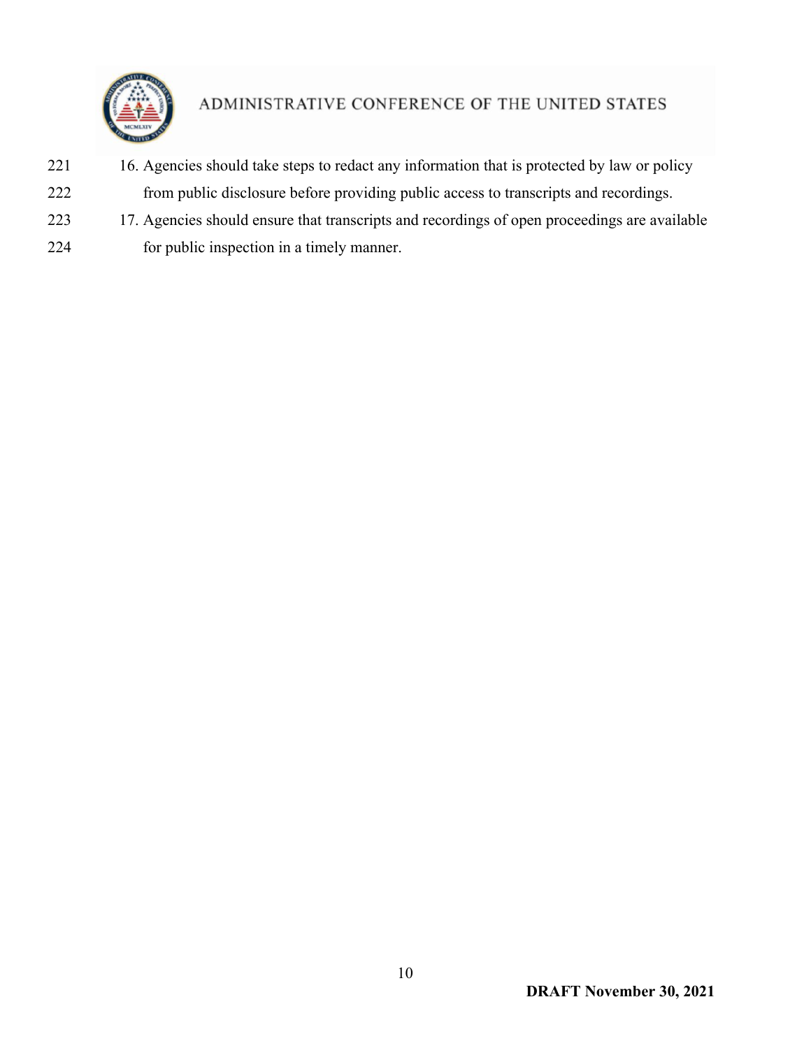16. Agencies should take steps to redact any information that is protected by law or policy from public disclosure before providing public access to transcripts and recordings.
17. Agencies should ensure that transcripts and recordings of open proceedings are available for public inspection in a timely manner.